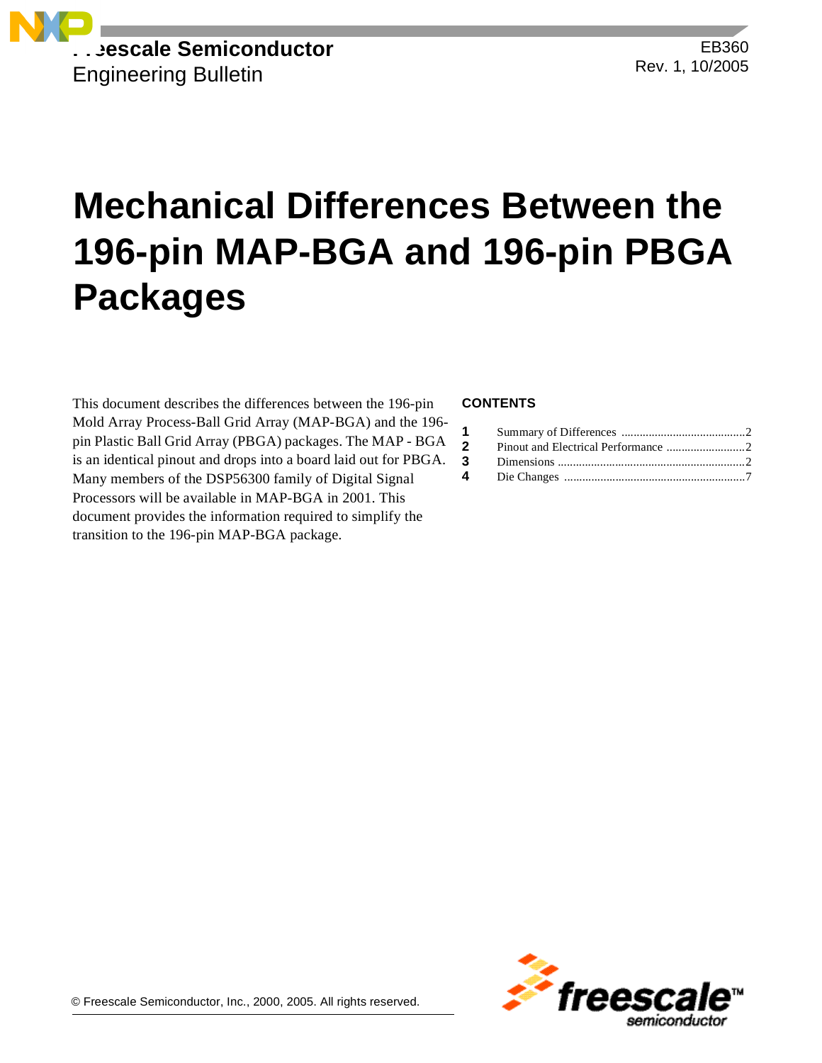Freescale Semiconductor
Engineering Bulletin

EB360
Rev. 1, 10/2005

# Mechanical Differences Between the 196-pin MAP-BGA and 196-pin PBGA Packages

This document describes the differences between the 196-pin Mold Array Process-Ball Grid Array (MAP-BGA) and the 196-pin Plastic Ball Grid Array (PBGA) packages. The MAP - BGA is an identical pinout and drops into a board laid out for PBGA. Many members of the DSP56300 family of Digital Signal Processors will be available in MAP-BGA in 2001. This document provides the information required to simplify the transition to the 196-pin MAP-BGA package.

**CONTENTS**

1 Summary of Differences ........................................2
2 Pinout and Electrical Performance ..........................2
3 Dimensions ...............................................................2
4 Die Changes ............................................................7

© Freescale Semiconductor, Inc., 2000, 2005. All rights reserved.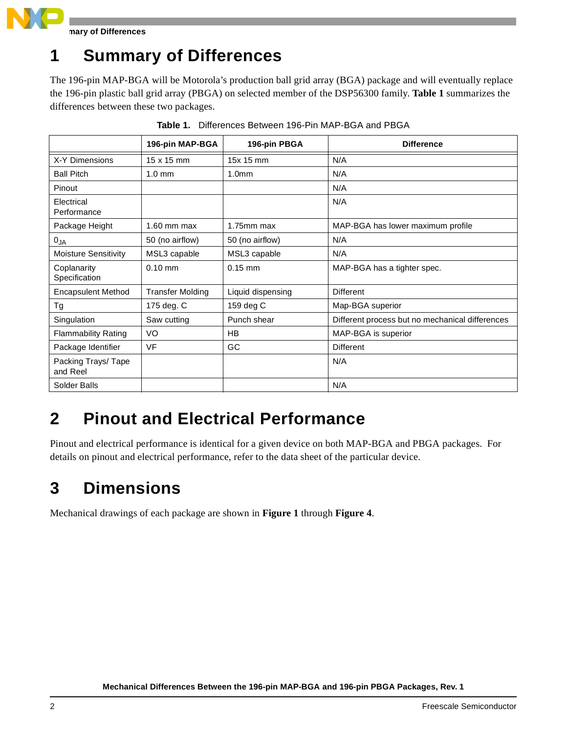# 1 Summary of Differences

The 196-pin MAP-BGA will be Motorola's production ball grid array (BGA) package and will eventually replace the 196-pin plastic ball grid array (PBGA) on selected member of the DSP56300 family. **Table 1** summarizes the differences between these two packages.

**Table 1.** Differences Between 196-Pin MAP-BGA and PBGA

| | 196-pin MAP-BGA | 196-pin PBGA | Difference |
|---|---|---|---|
| X-Y Dimensions | 15 x 15 mm | 15x 15 mm | N/A |
| Ball Pitch | 1.0 mm | 1.0mm | N/A |
| Pinout | | | N/A |
| Electrical Performance | | | N/A |
| Package Height | 1.60 mm max | 1.75mm max | MAP-BGA has lower maximum profile |
| $0_{JA}$ | 50 (no airflow) | 50 (no airflow) | N/A |
| Moisture Sensitivity | MSL3 capable | MSL3 capable | N/A |
| Coplanarity Specification | 0.10 mm | 0.15 mm | MAP-BGA has a tighter spec. |
| Encapsulent Method | Transfer Molding | Liquid dispensing | Different |
| Tg | 175 deg. C | 159 deg C | Map-BGA superior |
| Singulation | Saw cutting | Punch shear | Different process but no mechanical differences |
| Flammability Rating | VO | HB | MAP-BGA is superior |
| Package Identifier | VF | GC | Different |
| Packing Trays/ Tape and Reel | | | N/A |
| Solder Balls | | | N/A |

# 2 Pinout and Electrical Performance

Pinout and electrical performance is identical for a given device on both MAP-BGA and PBGA packages. For details on pinout and electrical performance, refer to the data sheet of the particular device.

# 3 Dimensions

Mechanical drawings of each package are shown in **Figure 1** through **Figure 4**.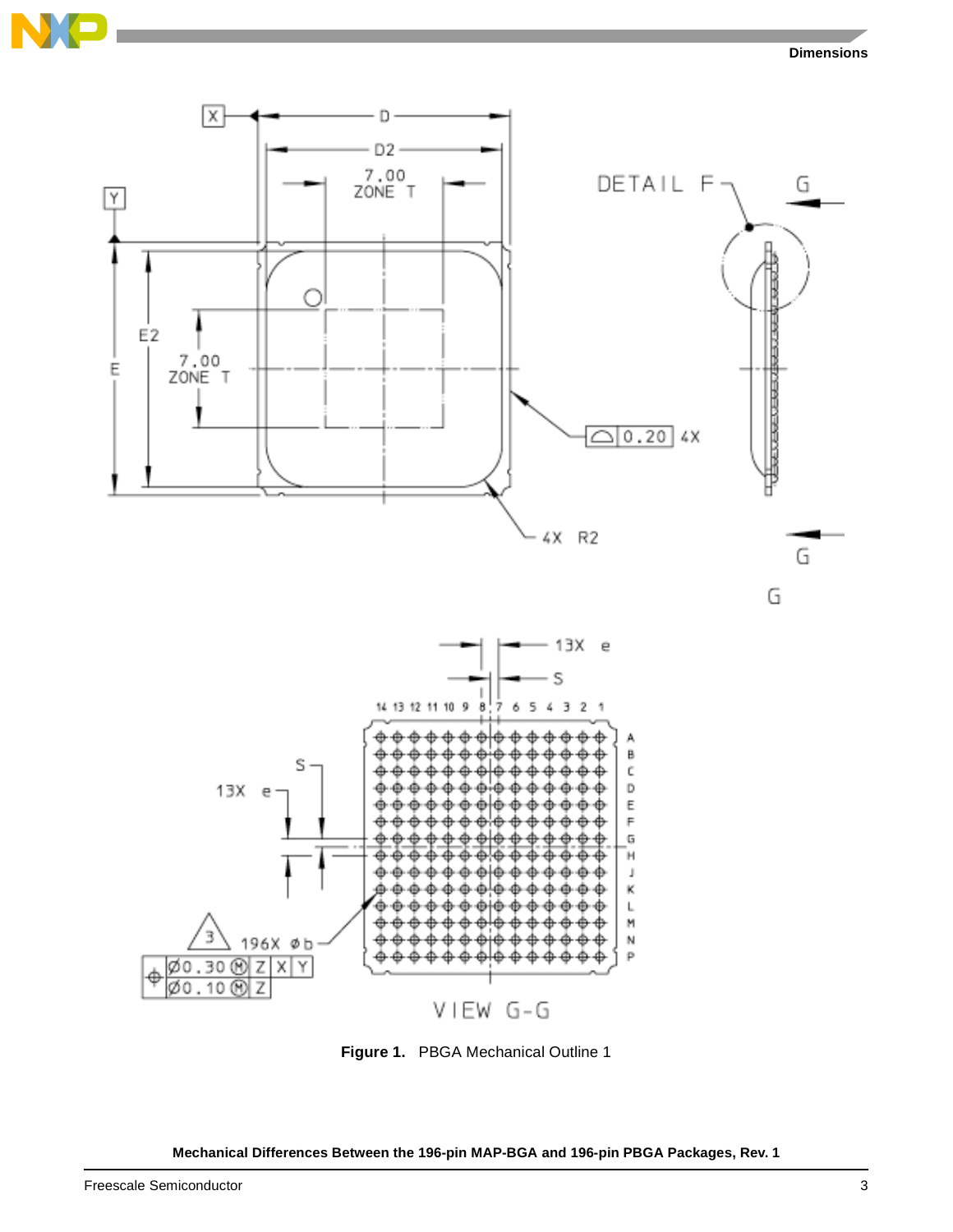Figure 1. PBGA Mechanical Outline 1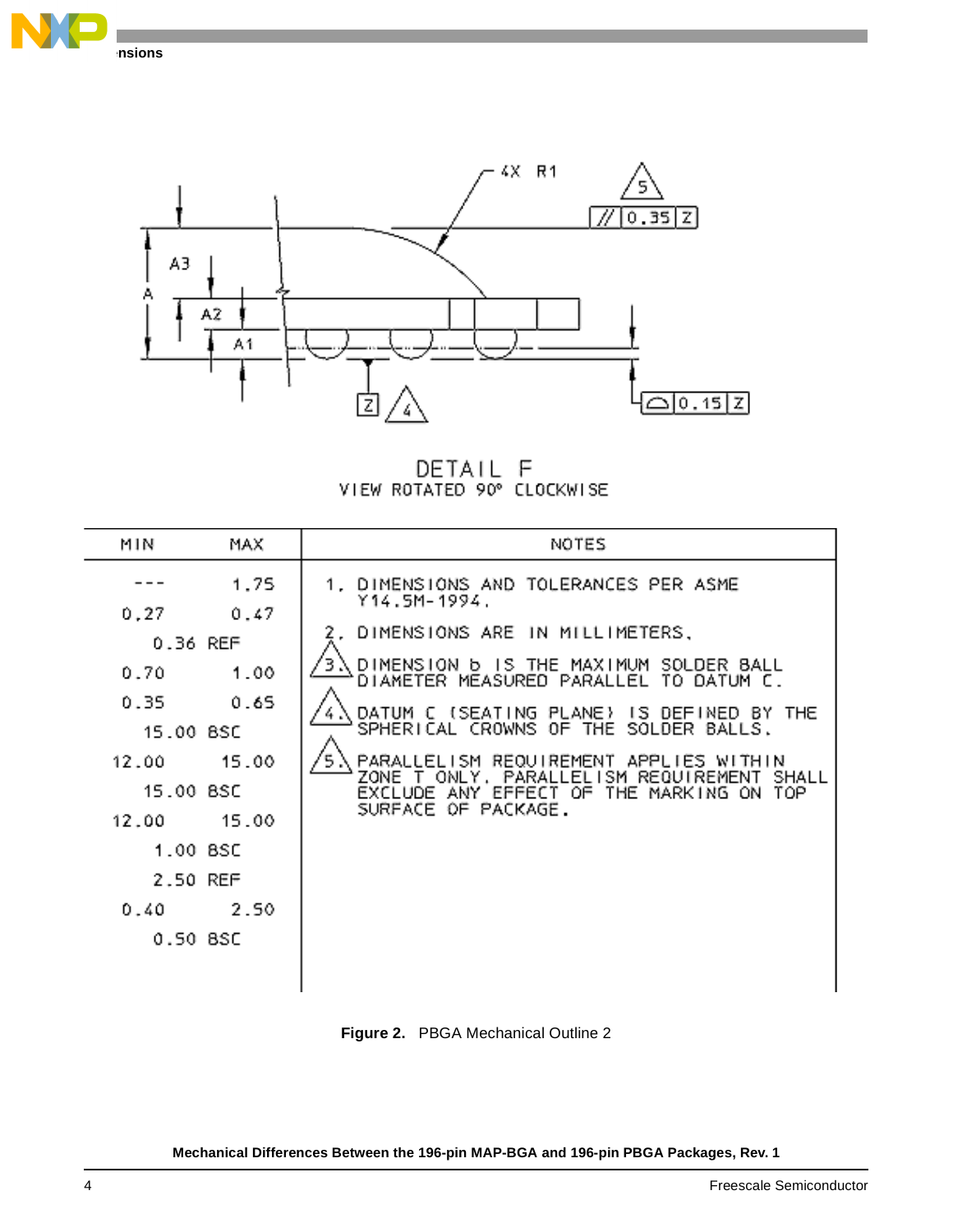DETAIL F
VIEW ROTATED 90° CLOCKWISE

| MIN | MAX | NOTES |
|---|---|---|
| --- | 1.75 | 1. DIMENSIONS AND TOLERANCES PER ASME Y14.5M-1994. |
| 0.27 | 0.47 | 2. DIMENSIONS ARE IN MILLIMETERS. |
| 0.36 REF | | 3. DIMENSION b IS THE MAXIMUM SOLDER BALL DIAMETER MEASURED PARALLEL TO DATUM C. |
| 0.70 | 1.00 | 4. DATUM C (SEATING PLANE) IS DEFINED BY THE SPHERICAL CROWNS OF THE SOLDER BALLS. |
| 0.35 | 0.65 | 5. PARALLELISM REQUIREMENT APPLIES WITHIN ZONE T ONLY. PARALLELISM REQUIREMENT SHALL EXCLUDE ANY EFFECT OF THE MARKING ON TOP SURFACE OF PACKAGE. |
| 15.00 BSC | | |
| 12.00 | 15.00 | |
| 15.00 BSC | | |
| 12.00 | 15.00 | |
| 1.00 BSC | | |
| 2.50 REF | | |
| 0.40 | 2.50 | |
| 0.50 BSC | | |

**Figure 2.** PBGA Mechanical Outline 2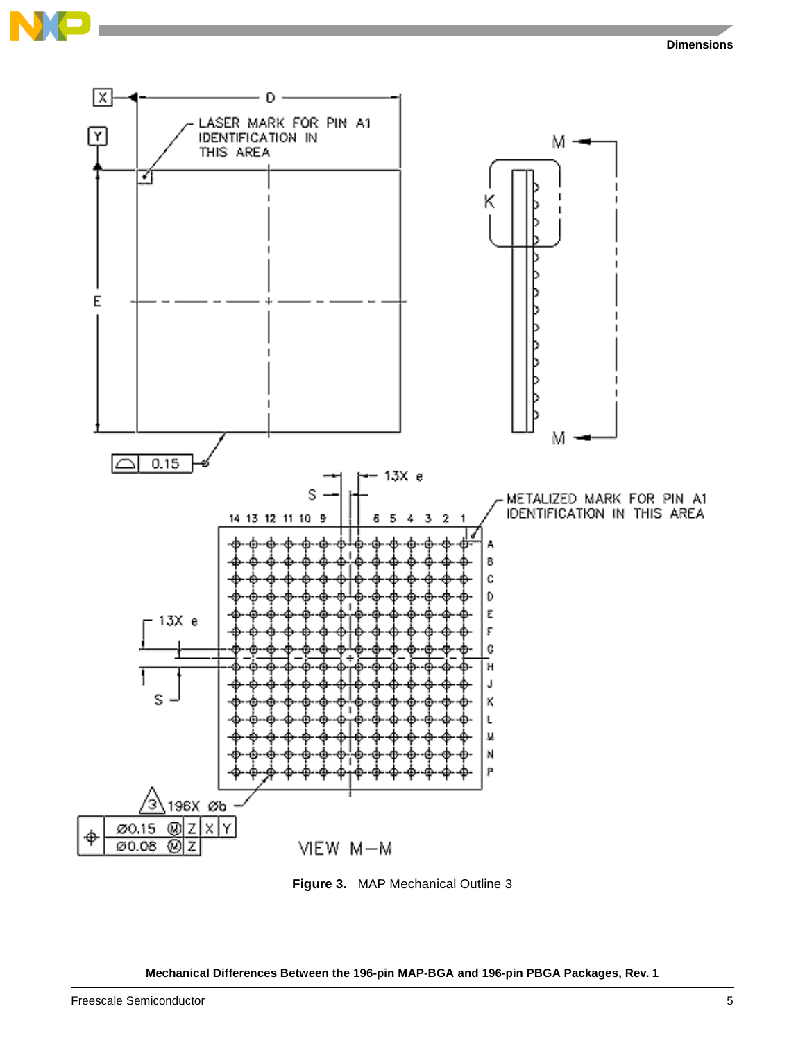Figure 3. MAP Mechanical Outline 3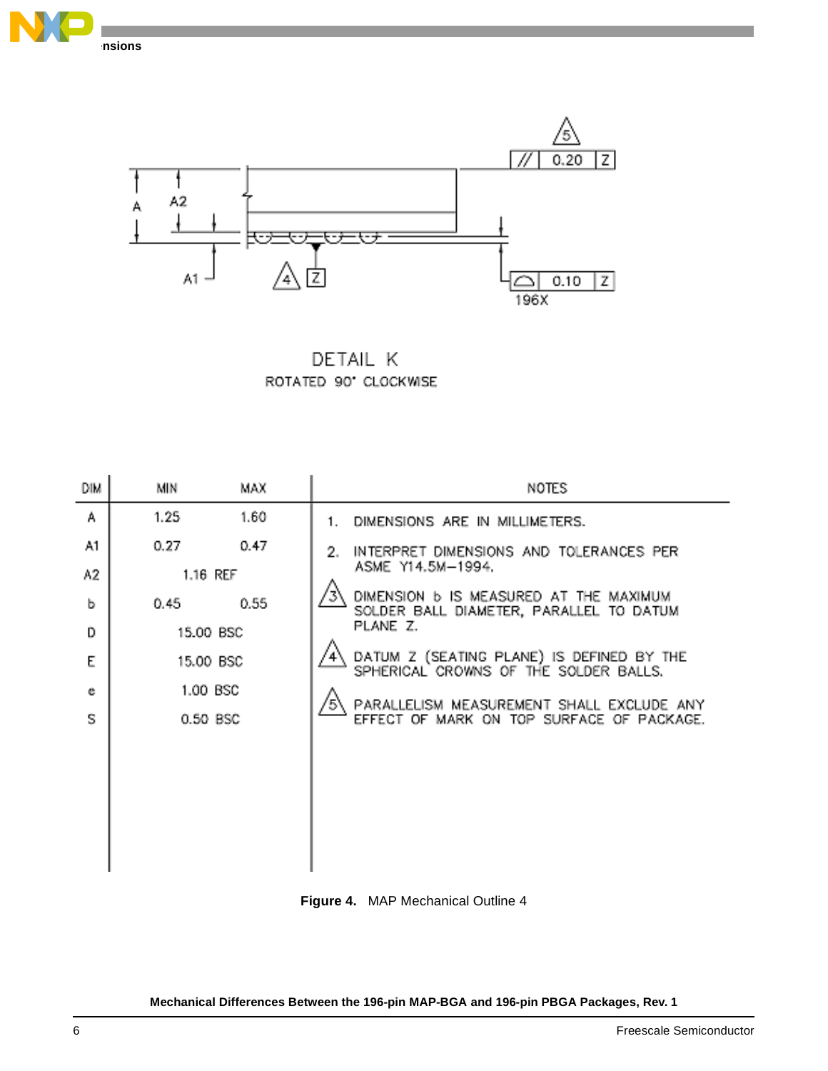DETAIL K

ROTATED 90° CLOCKWISE

| DIM | MIN | MAX |
|---|---|---|
| A | 1.25 | 1.60 |
| A1 | 0.27 | 0.47 |
| A2 | 1.16 REF | |
| b | 0.45 | 0.55 |
| D | 15.00 BSC | |
| E | 15.00 BSC | |
| e | 1.00 BSC | |
| S | 0.50 BSC | |

NOTES

1. DIMENSIONS ARE IN MILLIMETERS.
2. INTERPRET DIMENSIONS AND TOLERANCES PER ASME Y14.5M–1994.
3. DIMENSION b IS MEASURED AT THE MAXIMUM SOLDER BALL DIAMETER, PARALLEL TO DATUM PLANE Z.
4. DATUM Z (SEATING PLANE) IS DEFINED BY THE SPHERICAL CROWNS OF THE SOLDER BALLS.
5. PARALLELISM MEASUREMENT SHALL EXCLUDE ANY EFFECT OF MARK ON TOP SURFACE OF PACKAGE.

**Figure 4.** MAP Mechanical Outline 4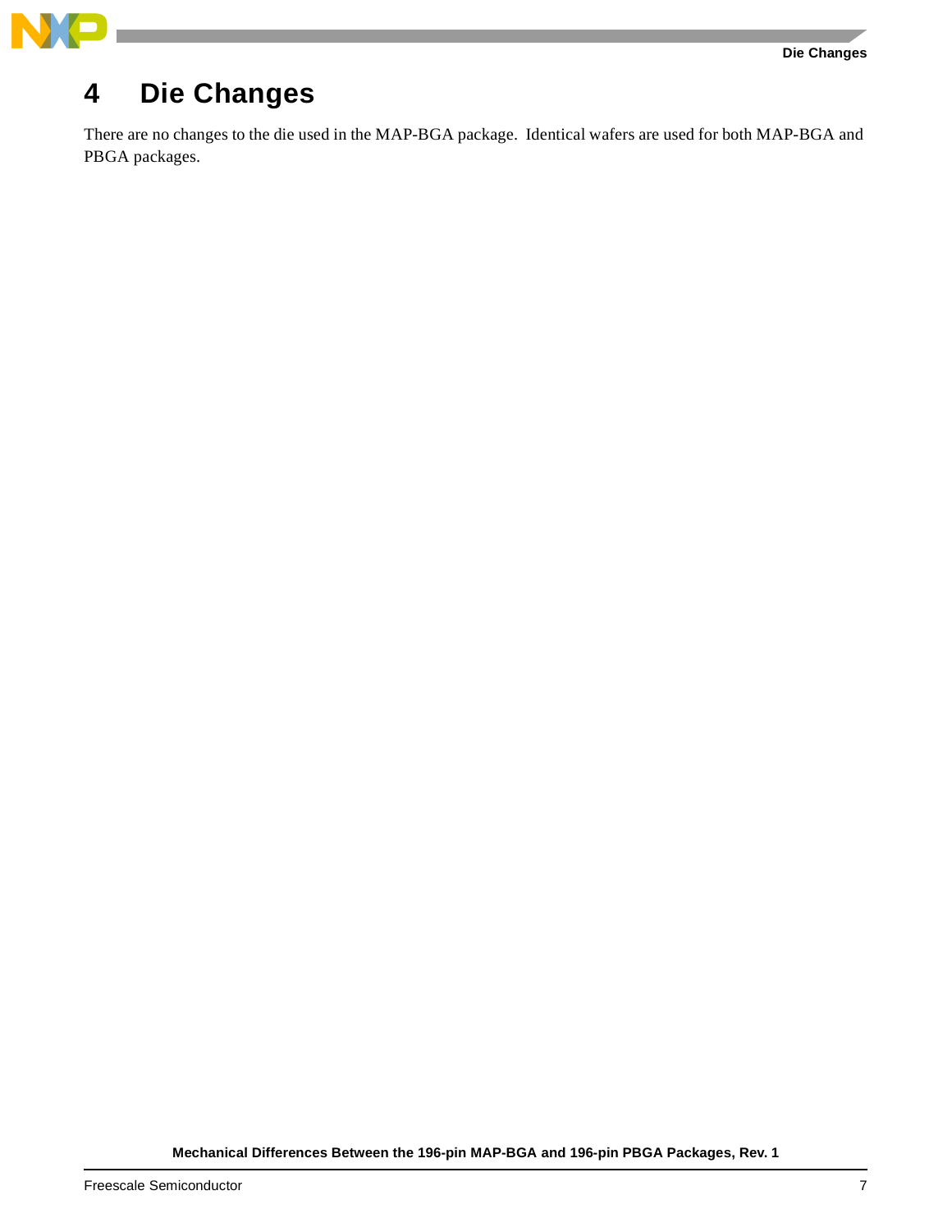# 4 Die Changes

There are no changes to the die used in the MAP-BGA package. Identical wafers are used for both MAP-BGA and PBGA packages.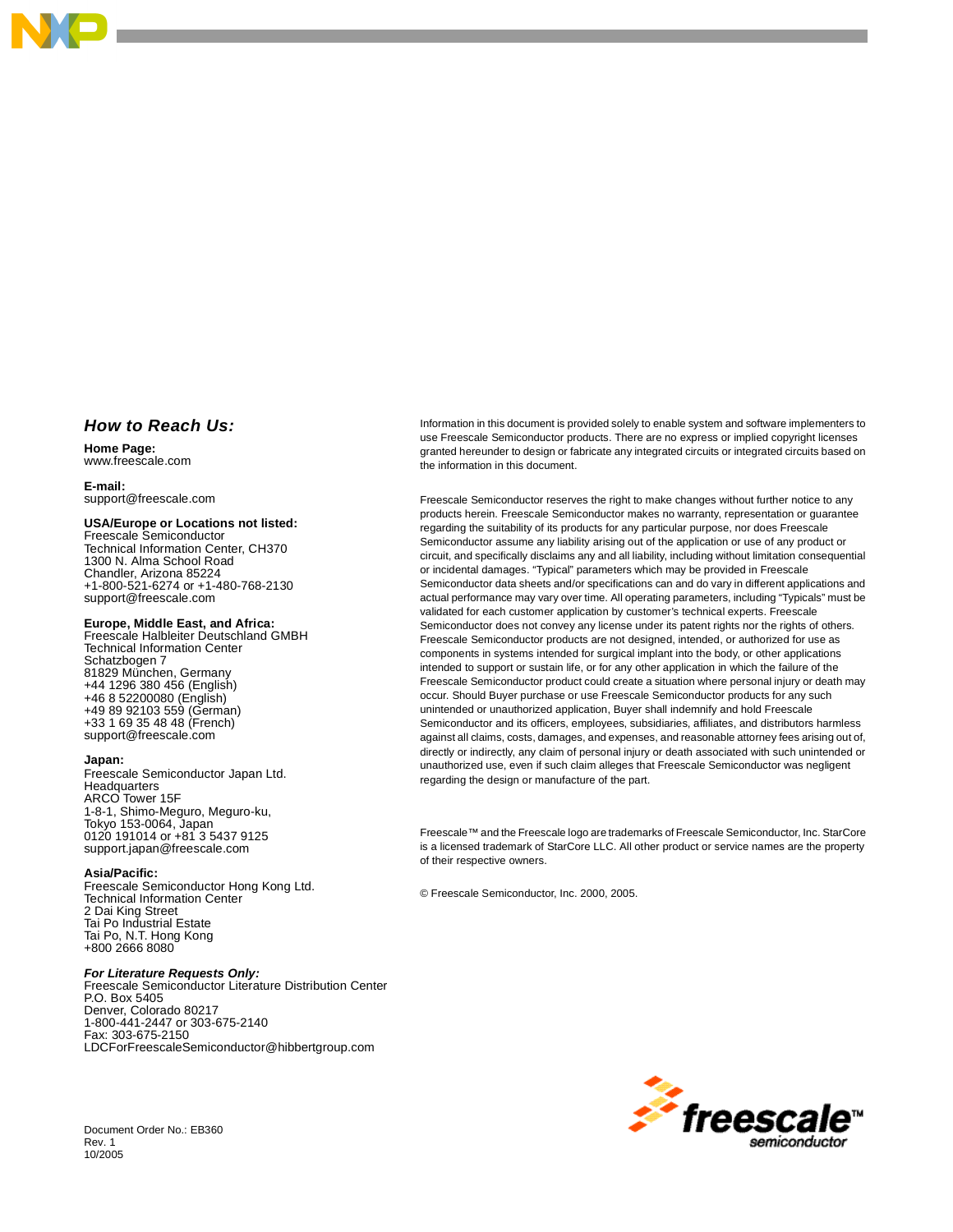## *How to Reach Us:*

**Home Page:**
www.freescale.com

**E-mail:**
support@freescale.com

**USA/Europe or Locations not listed:**
Freescale Semiconductor
Technical Information Center, CH370
1300 N. Alma School Road
Chandler, Arizona 85224
+1-800-521-6274 or +1-480-768-2130
support@freescale.com

**Europe, Middle East, and Africa:**
Freescale Halbleiter Deutschland GMBH
Technical Information Center
Schatzbogen 7
81829 München, Germany
+44 1296 380 456 (English)
+46 8 52200080 (English)
+49 89 92103 559 (German)
+33 1 69 35 48 48 (French)
support@freescale.com

**Japan:**
Freescale Semiconductor Japan Ltd.
Headquarters
ARCO Tower 15F
1-8-1, Shimo-Meguro, Meguro-ku,
Tokyo 153-0064, Japan
0120 191014 or +81 3 5437 9125
support.japan@freescale.com

**Asia/Pacific:**
Freescale Semiconductor Hong Kong Ltd.
Technical Information Center
2 Dai King Street
Tai Po Industrial Estate
Tai Po, N.T. Hong Kong
+800 2666 8080

***For Literature Requests Only:***
Freescale Semiconductor Literature Distribution Center
P.O. Box 5405
Denver, Colorado 80217
1-800-441-2447 or 303-675-2140
Fax: 303-675-2150
LDCForFreescaleSemiconductor@hibbertgroup.com

Information in this document is provided solely to enable system and software implementers to use Freescale Semiconductor products. There are no express or implied copyright licenses granted hereunder to design or fabricate any integrated circuits or integrated circuits based on the information in this document.

Freescale Semiconductor reserves the right to make changes without further notice to any products herein. Freescale Semiconductor makes no warranty, representation or guarantee regarding the suitability of its products for any particular purpose, nor does Freescale Semiconductor assume any liability arising out of the application or use of any product or circuit, and specifically disclaims any and all liability, including without limitation consequential or incidental damages. "Typical" parameters which may be provided in Freescale Semiconductor data sheets and/or specifications can and do vary in different applications and actual performance may vary over time. All operating parameters, including "Typicals" must be validated for each customer application by customer's technical experts. Freescale Semiconductor does not convey any license under its patent rights nor the rights of others. Freescale Semiconductor products are not designed, intended, or authorized for use as components in systems intended for surgical implant into the body, or other applications intended to support or sustain life, or for any other application in which the failure of the Freescale Semiconductor product could create a situation where personal injury or death may occur. Should Buyer purchase or use Freescale Semiconductor products for any such unintended or unauthorized application, Buyer shall indemnify and hold Freescale Semiconductor and its officers, employees, subsidiaries, affiliates, and distributors harmless against all claims, costs, damages, and expenses, and reasonable attorney fees arising out of, directly or indirectly, any claim of personal injury or death associated with such unintended or unauthorized use, even if such claim alleges that Freescale Semiconductor was negligent regarding the design or manufacture of the part.

Freescale™ and the Freescale logo are trademarks of Freescale Semiconductor, Inc. StarCore is a licensed trademark of StarCore LLC. All other product or service names are the property of their respective owners.

© Freescale Semiconductor, Inc. 2000, 2005.

Document Order No.: EB360
Rev. 1
10/2005